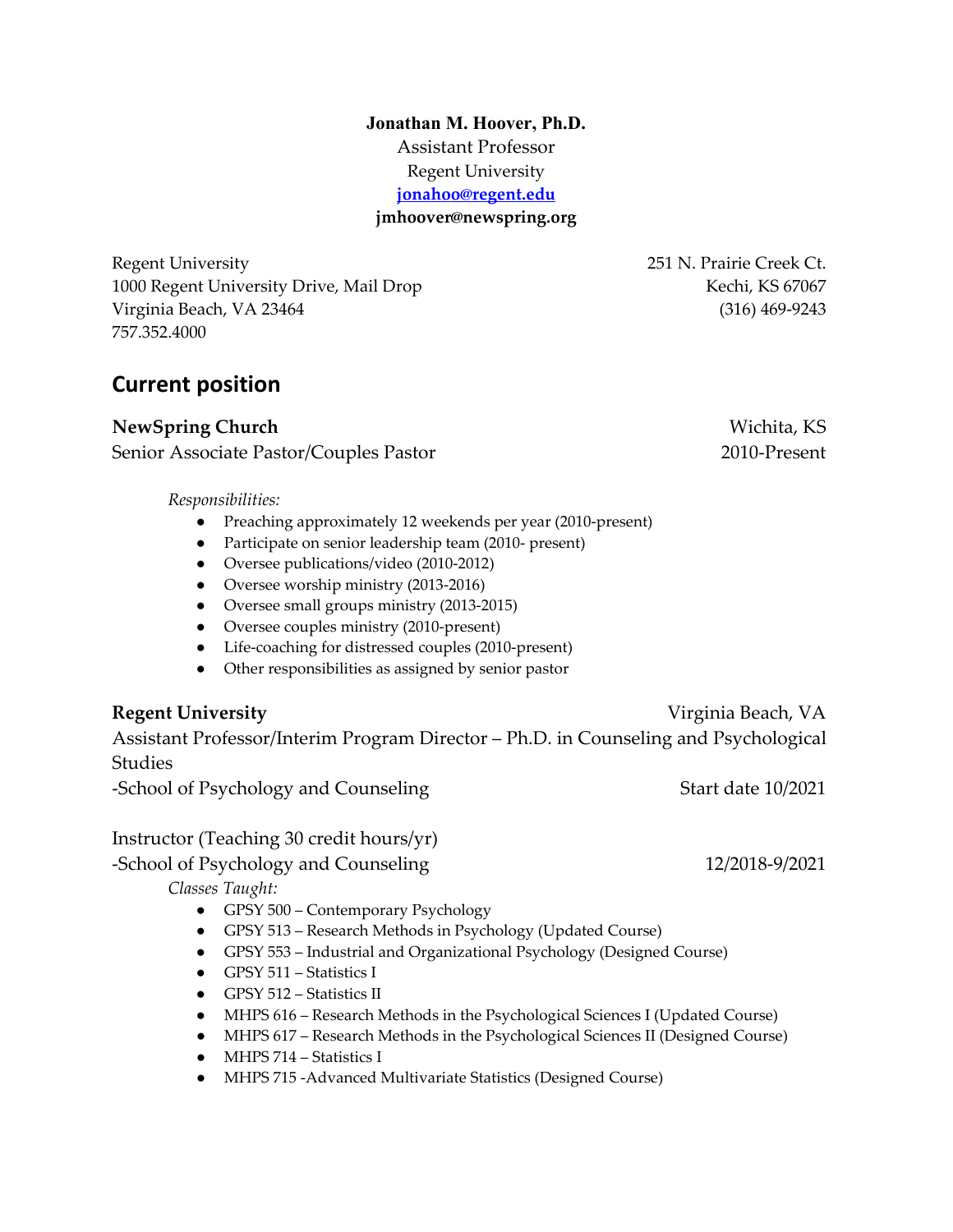**Jonathan M. Hoover, Ph.D.**
Assistant Professor
Regent University
**[jonahoo@regent.edu](mailto:jonahoo@regent.edu)**
**jmhoover@newspring.org**

Regent University
1000 Regent University Drive, Mail Drop
Virginia Beach, VA 23464
757.352.4000

251 N. Prairie Creek Ct.
Kechi, KS 67067
(316) 469-9243

## Current position

**NewSpring Church** Wichita, KS
Senior Associate Pastor/Couples Pastor 2010-Present

*Responsibilities:*

- Preaching approximately 12 weekends per year (2010-present)
- Participate on senior leadership team (2010- present)
- Oversee publications/video (2010-2012)
- Oversee worship ministry (2013-2016)
- Oversee small groups ministry (2013-2015)
- Oversee couples ministry (2010-present)
- Life-coaching for distressed couples (2010-present)
- Other responsibilities as assigned by senior pastor

**Regent University** Virginia Beach, VA
Assistant Professor/Interim Program Director – Ph.D. in Counseling and Psychological Studies
-School of Psychology and Counseling Start date 10/2021

Instructor (Teaching 30 credit hours/yr)
-School of Psychology and Counseling 12/2018-9/2021

*Classes Taught:*

- GPSY 500 – Contemporary Psychology
- GPSY 513 – Research Methods in Psychology (Updated Course)
- GPSY 553 – Industrial and Organizational Psychology (Designed Course)
- GPSY 511 – Statistics I
- GPSY 512 – Statistics II
- MHPS 616 – Research Methods in the Psychological Sciences I (Updated Course)
- MHPS 617 – Research Methods in the Psychological Sciences II (Designed Course)
- MHPS 714 – Statistics I
- MHPS 715 -Advanced Multivariate Statistics (Designed Course)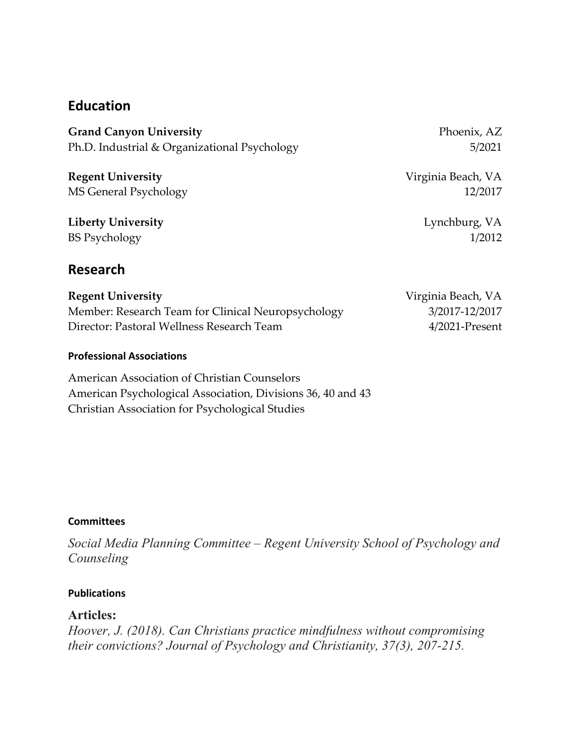## Education

**Grand Canyon University** Phoenix, AZ
Ph.D. Industrial & Organizational Psychology 5/2021

**Regent University** Virginia Beach, VA
MS General Psychology 12/2017

**Liberty University** Lynchburg, VA
BS Psychology 1/2012

## Research

**Regent University** Virginia Beach, VA
Member: Research Team for Clinical Neuropsychology 3/2017-12/2017
Director: Pastoral Wellness Research Team 4/2021-Present

#### Professional Associations

American Association of Christian Counselors
American Psychological Association, Divisions 36, 40 and 43
Christian Association for Psychological Studies

#### Committees

*Social Media Planning Committee – Regent University School of Psychology and Counseling*

#### Publications

**Articles:**
*Hoover, J. (2018). Can Christians practice mindfulness without compromising their convictions? Journal of Psychology and Christianity, 37(3), 207-215.*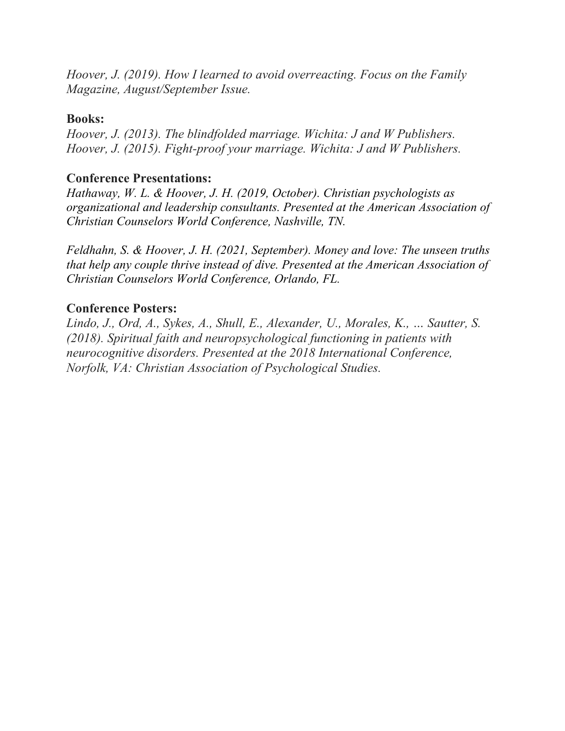*Hoover, J. (2019). How I learned to avoid overreacting. Focus on the Family Magazine, August/September Issue.*

**Books:**

*Hoover, J. (2013). The blindfolded marriage. Wichita: J and W Publishers.*
*Hoover, J. (2015). Fight-proof your marriage. Wichita: J and W Publishers.*

**Conference Presentations:**

*Hathaway, W. L. & Hoover, J. H. (2019, October). Christian psychologists as organizational and leadership consultants. Presented at the American Association of Christian Counselors World Conference, Nashville, TN.*

*Feldhahn, S. & Hoover, J. H. (2021, September). Money and love: The unseen truths that help any couple thrive instead of dive. Presented at the American Association of Christian Counselors World Conference, Orlando, FL.*

**Conference Posters:**

*Lindo, J., Ord, A., Sykes, A., Shull, E., Alexander, U., Morales, K., … Sautter, S. (2018). Spiritual faith and neuropsychological functioning in patients with neurocognitive disorders. Presented at the 2018 International Conference, Norfolk, VA: Christian Association of Psychological Studies.*